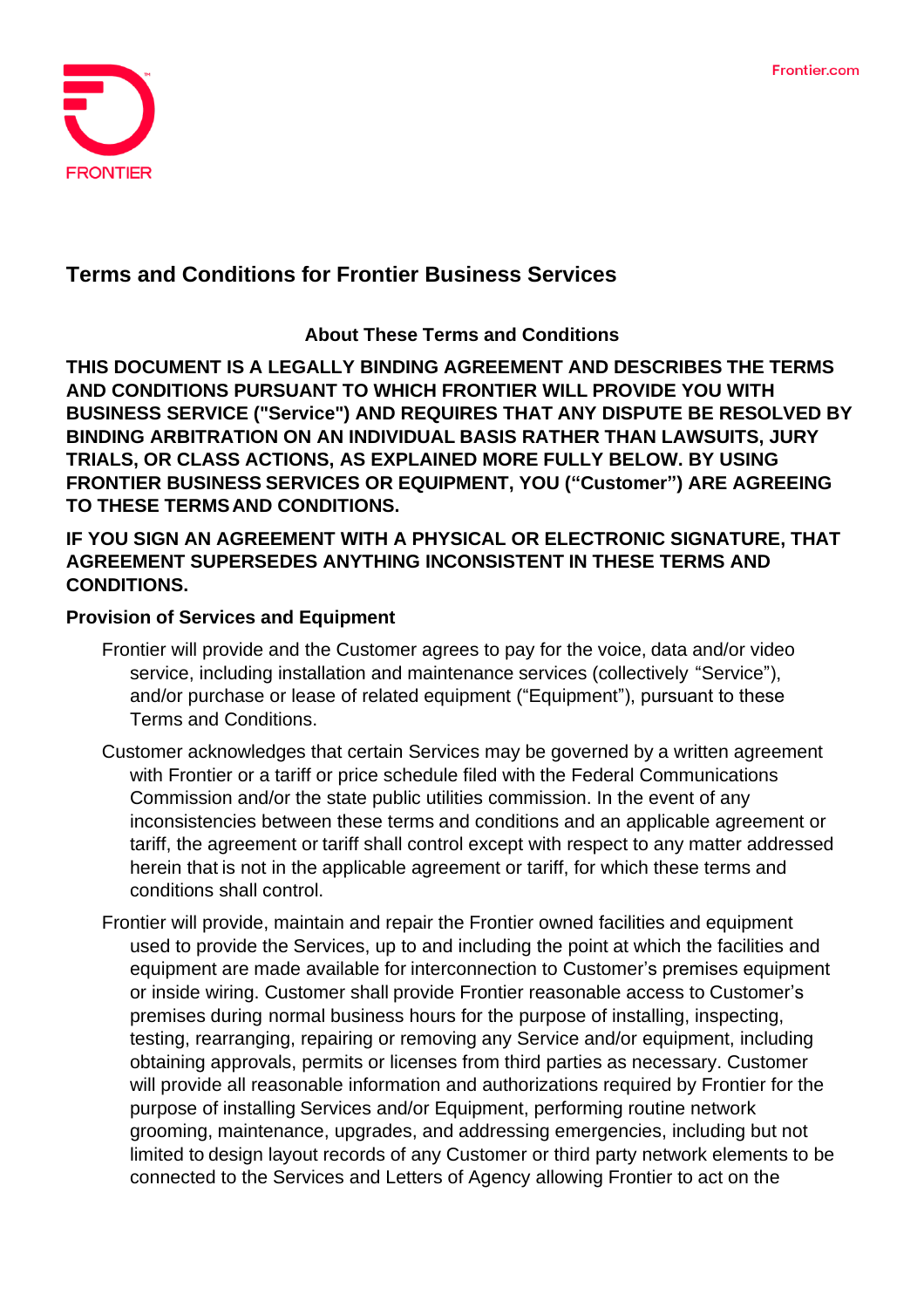# Terms and Conditions for Frontier Business Services

## About These Terms and Conditions

**THIS DOCUMENT IS A LEGALLY BINDING AGREEMENT AND DESCRIBES THE TERMS AND CONDITIONS PURSUANT TO WHICH FRONTIER WILL PROVIDE YOU WITH BUSINESS SERVICE ("Service") AND REQUIRES THAT ANY DISPUTE BE RESOLVED BY BINDING ARBITRATION ON AN INDIVIDUAL BASIS RATHER THAN LAWSUITS, JURY TRIALS, OR CLASS ACTIONS, AS EXPLAINED MORE FULLY BELOW. BY USING FRONTIER BUSINESS SERVICES OR EQUIPMENT, YOU ("Customer") ARE AGREEING TO THESE TERMS AND CONDITIONS.**

**IF YOU SIGN AN AGREEMENT WITH A PHYSICAL OR ELECTRONIC SIGNATURE, THAT AGREEMENT SUPERSEDES ANYTHING INCONSISTENT IN THESE TERMS AND CONDITIONS.**

**Provision of Services and Equipment**

Frontier will provide and the Customer agrees to pay for the voice, data and/or video service, including installation and maintenance services (collectively "Service"), and/or purchase or lease of related equipment ("Equipment"), pursuant to these Terms and Conditions.

Customer acknowledges that certain Services may be governed by a written agreement with Frontier or a tariff or price schedule filed with the Federal Communications Commission and/or the state public utilities commission. In the event of any inconsistencies between these terms and conditions and an applicable agreement or tariff, the agreement or tariff shall control except with respect to any matter addressed herein that is not in the applicable agreement or tariff, for which these terms and conditions shall control.

Frontier will provide, maintain and repair the Frontier owned facilities and equipment used to provide the Services, up to and including the point at which the facilities and equipment are made available for interconnection to Customer's premises equipment or inside wiring. Customer shall provide Frontier reasonable access to Customer's premises during normal business hours for the purpose of installing, inspecting, testing, rearranging, repairing or removing any Service and/or equipment, including obtaining approvals, permits or licenses from third parties as necessary. Customer will provide all reasonable information and authorizations required by Frontier for the purpose of installing Services and/or Equipment, performing routine network grooming, maintenance, upgrades, and addressing emergencies, including but not limited to design layout records of any Customer or third party network elements to be connected to the Services and Letters of Agency allowing Frontier to act on the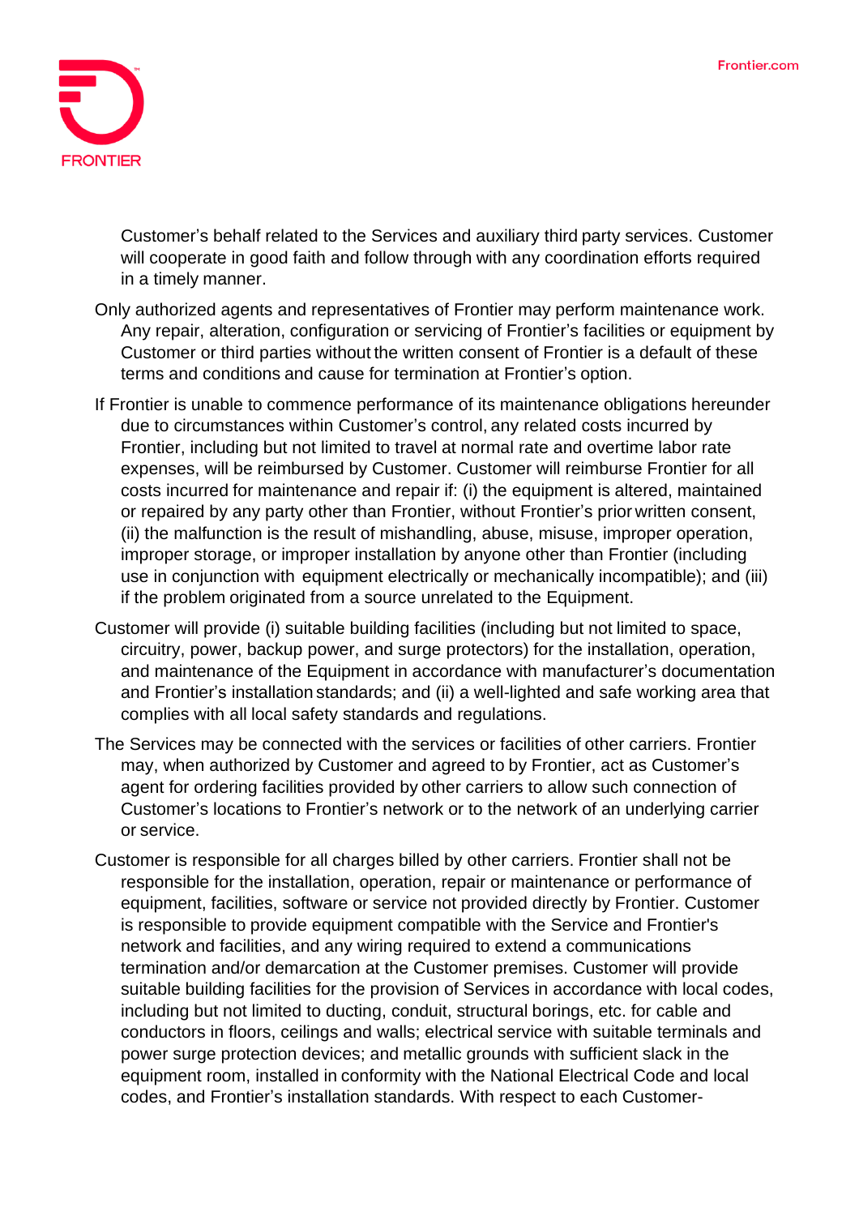Customer's behalf related to the Services and auxiliary third party services. Customer will cooperate in good faith and follow through with any coordination efforts required in a timely manner.

Only authorized agents and representatives of Frontier may perform maintenance work. Any repair, alteration, configuration or servicing of Frontier's facilities or equipment by Customer or third parties without the written consent of Frontier is a default of these terms and conditions and cause for termination at Frontier's option.

If Frontier is unable to commence performance of its maintenance obligations hereunder due to circumstances within Customer's control, any related costs incurred by Frontier, including but not limited to travel at normal rate and overtime labor rate expenses, will be reimbursed by Customer. Customer will reimburse Frontier for all costs incurred for maintenance and repair if: (i) the equipment is altered, maintained or repaired by any party other than Frontier, without Frontier's prior written consent, (ii) the malfunction is the result of mishandling, abuse, misuse, improper operation, improper storage, or improper installation by anyone other than Frontier (including use in conjunction with equipment electrically or mechanically incompatible); and (iii) if the problem originated from a source unrelated to the Equipment.

Customer will provide (i) suitable building facilities (including but not limited to space, circuitry, power, backup power, and surge protectors) for the installation, operation, and maintenance of the Equipment in accordance with manufacturer's documentation and Frontier's installation standards; and (ii) a well-lighted and safe working area that complies with all local safety standards and regulations.

The Services may be connected with the services or facilities of other carriers. Frontier may, when authorized by Customer and agreed to by Frontier, act as Customer's agent for ordering facilities provided by other carriers to allow such connection of Customer's locations to Frontier's network or to the network of an underlying carrier or service.

Customer is responsible for all charges billed by other carriers. Frontier shall not be responsible for the installation, operation, repair or maintenance or performance of equipment, facilities, software or service not provided directly by Frontier. Customer is responsible to provide equipment compatible with the Service and Frontier's network and facilities, and any wiring required to extend a communications termination and/or demarcation at the Customer premises. Customer will provide suitable building facilities for the provision of Services in accordance with local codes, including but not limited to ducting, conduit, structural borings, etc. for cable and conductors in floors, ceilings and walls; electrical service with suitable terminals and power surge protection devices; and metallic grounds with sufficient slack in the equipment room, installed in conformity with the National Electrical Code and local codes, and Frontier's installation standards. With respect to each Customer-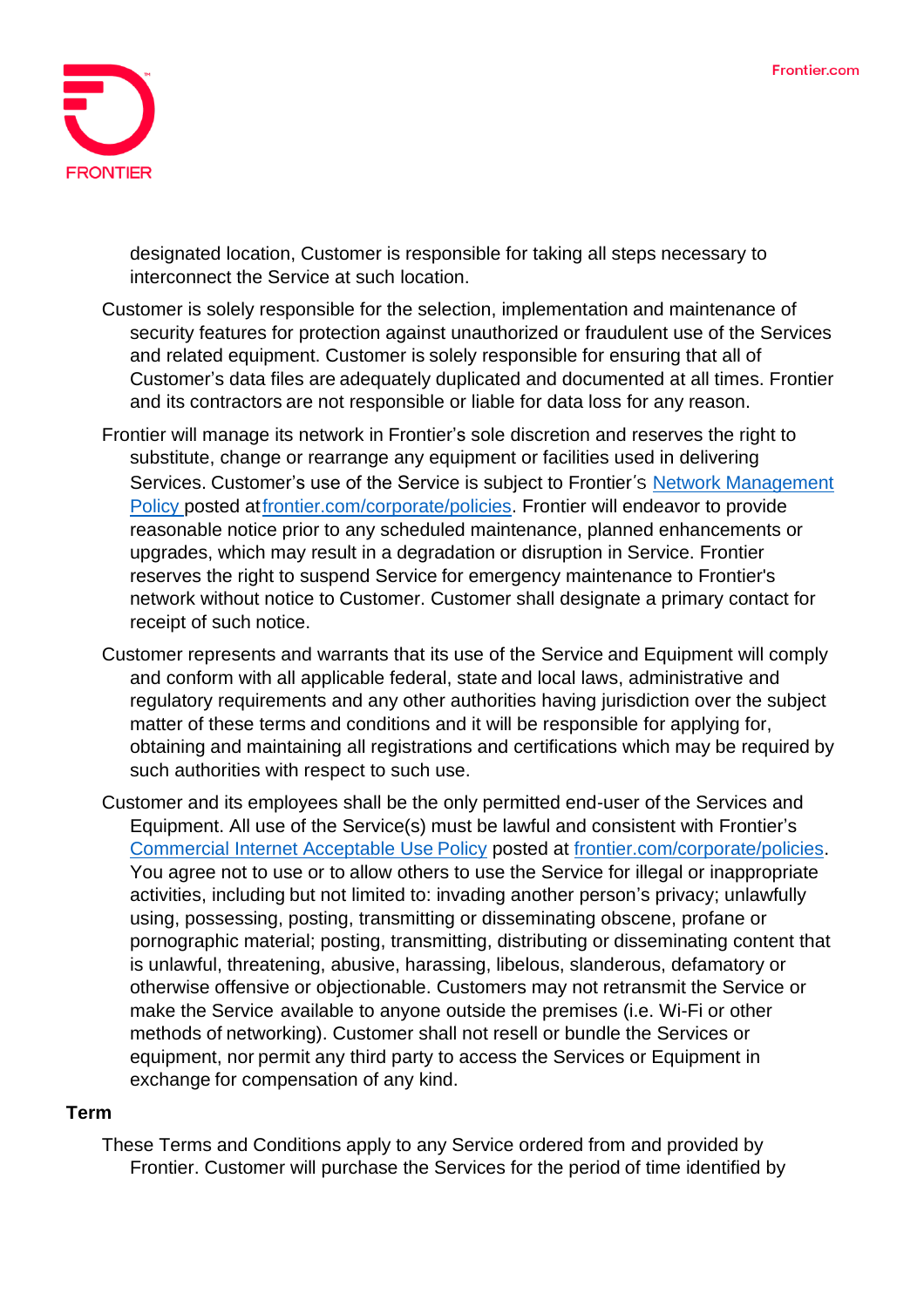designated location, Customer is responsible for taking all steps necessary to interconnect the Service at such location.

Customer is solely responsible for the selection, implementation and maintenance of security features for protection against unauthorized or fraudulent use of the Services and related equipment. Customer is solely responsible for ensuring that all of Customer's data files are adequately duplicated and documented at all times. Frontier and its contractors are not responsible or liable for data loss for any reason.

Frontier will manage its network in Frontier's sole discretion and reserves the right to substitute, change or rearrange any equipment or facilities used in delivering Services. Customer's use of the Service is subject to Frontier's Network Management Policy posted at frontier.com/corporate/policies. Frontier will endeavor to provide reasonable notice prior to any scheduled maintenance, planned enhancements or upgrades, which may result in a degradation or disruption in Service. Frontier reserves the right to suspend Service for emergency maintenance to Frontier's network without notice to Customer. Customer shall designate a primary contact for receipt of such notice.

Customer represents and warrants that its use of the Service and Equipment will comply and conform with all applicable federal, state and local laws, administrative and regulatory requirements and any other authorities having jurisdiction over the subject matter of these terms and conditions and it will be responsible for applying for, obtaining and maintaining all registrations and certifications which may be required by such authorities with respect to such use.

Customer and its employees shall be the only permitted end-user of the Services and Equipment. All use of the Service(s) must be lawful and consistent with Frontier's Commercial Internet Acceptable Use Policy posted at frontier.com/corporate/policies. You agree not to use or to allow others to use the Service for illegal or inappropriate activities, including but not limited to: invading another person's privacy; unlawfully using, possessing, posting, transmitting or disseminating obscene, profane or pornographic material; posting, transmitting, distributing or disseminating content that is unlawful, threatening, abusive, harassing, libelous, slanderous, defamatory or otherwise offensive or objectionable. Customers may not retransmit the Service or make the Service available to anyone outside the premises (i.e. Wi-Fi or other methods of networking). Customer shall not resell or bundle the Services or equipment, nor permit any third party to access the Services or Equipment in exchange for compensation of any kind.

**Term**

These Terms and Conditions apply to any Service ordered from and provided by Frontier. Customer will purchase the Services for the period of time identified by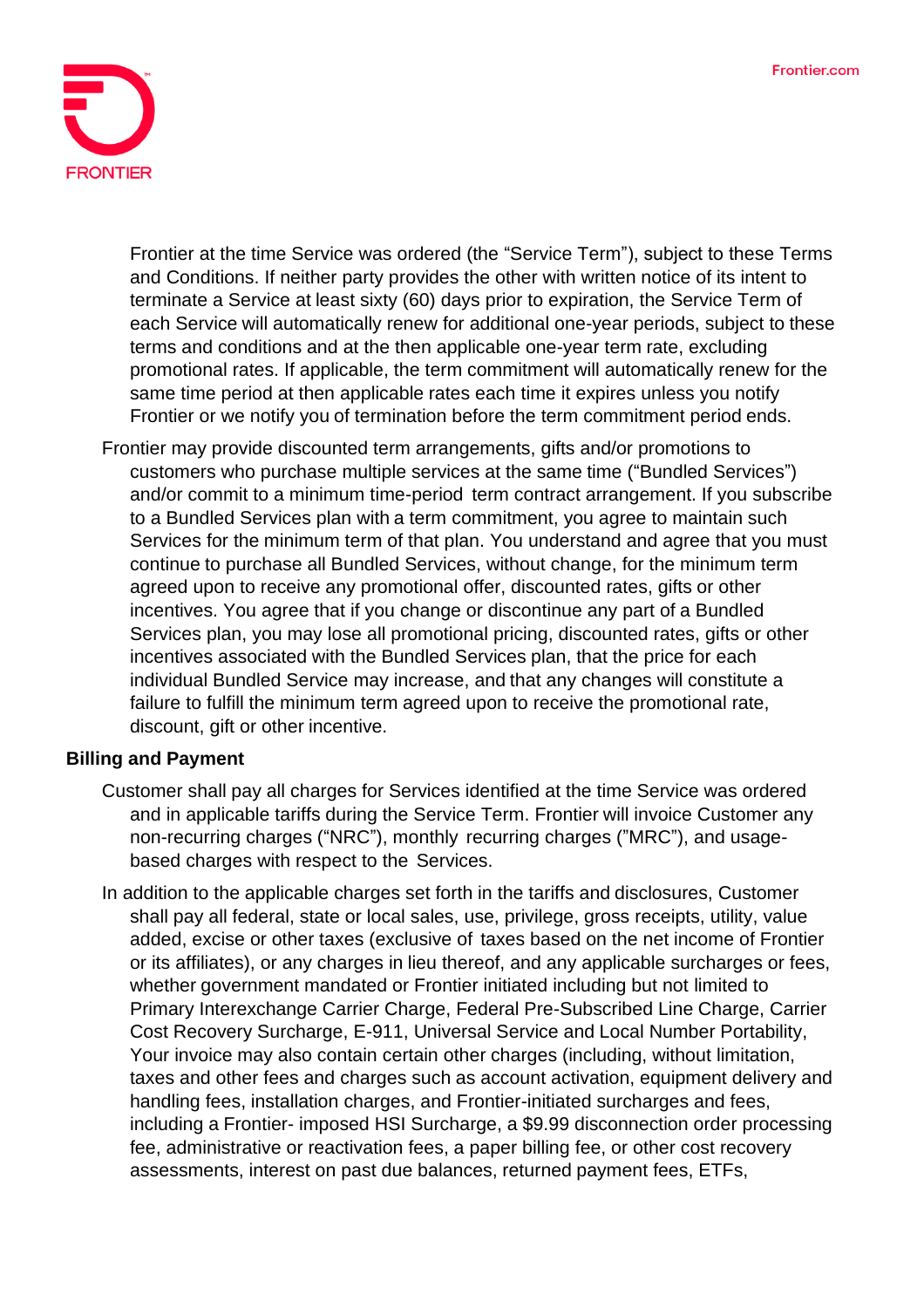Frontier at the time Service was ordered (the "Service Term"), subject to these Terms and Conditions. If neither party provides the other with written notice of its intent to terminate a Service at least sixty (60) days prior to expiration, the Service Term of each Service will automatically renew for additional one-year periods, subject to these terms and conditions and at the then applicable one-year term rate, excluding promotional rates. If applicable, the term commitment will automatically renew for the same time period at then applicable rates each time it expires unless you notify Frontier or we notify you of termination before the term commitment period ends.

Frontier may provide discounted term arrangements, gifts and/or promotions to customers who purchase multiple services at the same time ("Bundled Services") and/or commit to a minimum time-period term contract arrangement. If you subscribe to a Bundled Services plan with a term commitment, you agree to maintain such Services for the minimum term of that plan. You understand and agree that you must continue to purchase all Bundled Services, without change, for the minimum term agreed upon to receive any promotional offer, discounted rates, gifts or other incentives. You agree that if you change or discontinue any part of a Bundled Services plan, you may lose all promotional pricing, discounted rates, gifts or other incentives associated with the Bundled Services plan, that the price for each individual Bundled Service may increase, and that any changes will constitute a failure to fulfill the minimum term agreed upon to receive the promotional rate, discount, gift or other incentive.

**Billing and Payment**

Customer shall pay all charges for Services identified at the time Service was ordered and in applicable tariffs during the Service Term. Frontier will invoice Customer any non-recurring charges ("NRC"), monthly recurring charges ("MRC"), and usage-based charges with respect to the Services.

In addition to the applicable charges set forth in the tariffs and disclosures, Customer shall pay all federal, state or local sales, use, privilege, gross receipts, utility, value added, excise or other taxes (exclusive of taxes based on the net income of Frontier or its affiliates), or any charges in lieu thereof, and any applicable surcharges or fees, whether government mandated or Frontier initiated including but not limited to Primary Interexchange Carrier Charge, Federal Pre-Subscribed Line Charge, Carrier Cost Recovery Surcharge, E-911, Universal Service and Local Number Portability. Your invoice may also contain certain other charges (including, without limitation, taxes and other fees and charges such as account activation, equipment delivery and handling fees, installation charges, and Frontier-initiated surcharges and fees, including a Frontier- imposed HSI Surcharge, a $9.99 disconnection order processing fee, administrative or reactivation fees, a paper billing fee, or other cost recovery assessments, interest on past due balances, returned payment fees, ETFs,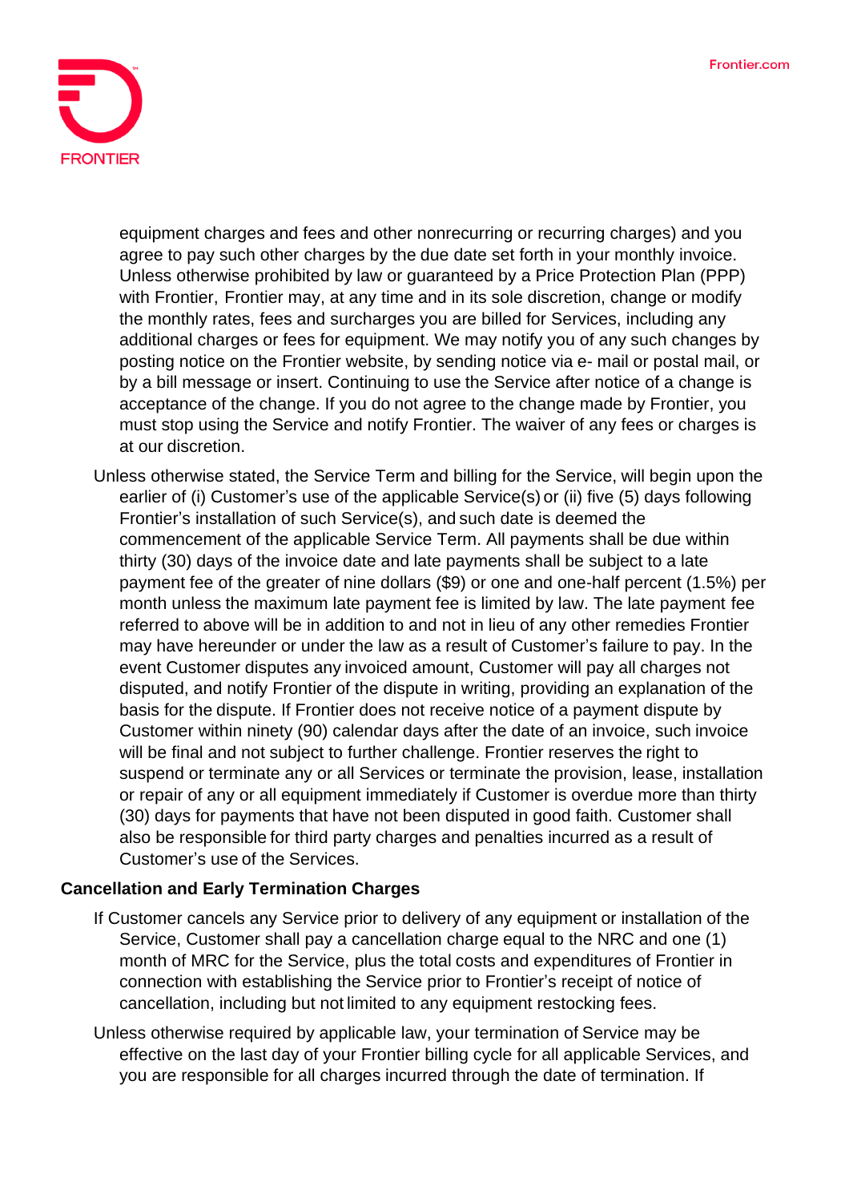equipment charges and fees and other nonrecurring or recurring charges) and you agree to pay such other charges by the due date set forth in your monthly invoice. Unless otherwise prohibited by law or guaranteed by a Price Protection Plan (PPP) with Frontier, Frontier may, at any time and in its sole discretion, change or modify the monthly rates, fees and surcharges you are billed for Services, including any additional charges or fees for equipment. We may notify you of any such changes by posting notice on the Frontier website, by sending notice via e- mail or postal mail, or by a bill message or insert. Continuing to use the Service after notice of a change is acceptance of the change. If you do not agree to the change made by Frontier, you must stop using the Service and notify Frontier. The waiver of any fees or charges is at our discretion.

Unless otherwise stated, the Service Term and billing for the Service, will begin upon the earlier of (i) Customer's use of the applicable Service(s) or (ii) five (5) days following Frontier's installation of such Service(s), and such date is deemed the commencement of the applicable Service Term. All payments shall be due within thirty (30) days of the invoice date and late payments shall be subject to a late payment fee of the greater of nine dollars ($9) or one and one-half percent (1.5%) per month unless the maximum late payment fee is limited by law. The late payment fee referred to above will be in addition to and not in lieu of any other remedies Frontier may have hereunder or under the law as a result of Customer's failure to pay. In the event Customer disputes any invoiced amount, Customer will pay all charges not disputed, and notify Frontier of the dispute in writing, providing an explanation of the basis for the dispute. If Frontier does not receive notice of a payment dispute by Customer within ninety (90) calendar days after the date of an invoice, such invoice will be final and not subject to further challenge. Frontier reserves the right to suspend or terminate any or all Services or terminate the provision, lease, installation or repair of any or all equipment immediately if Customer is overdue more than thirty (30) days for payments that have not been disputed in good faith. Customer shall also be responsible for third party charges and penalties incurred as a result of Customer's use of the Services.

**Cancellation and Early Termination Charges**

If Customer cancels any Service prior to delivery of any equipment or installation of the Service, Customer shall pay a cancellation charge equal to the NRC and one (1) month of MRC for the Service, plus the total costs and expenditures of Frontier in connection with establishing the Service prior to Frontier's receipt of notice of cancellation, including but not limited to any equipment restocking fees.

Unless otherwise required by applicable law, your termination of Service may be effective on the last day of your Frontier billing cycle for all applicable Services, and you are responsible for all charges incurred through the date of termination. If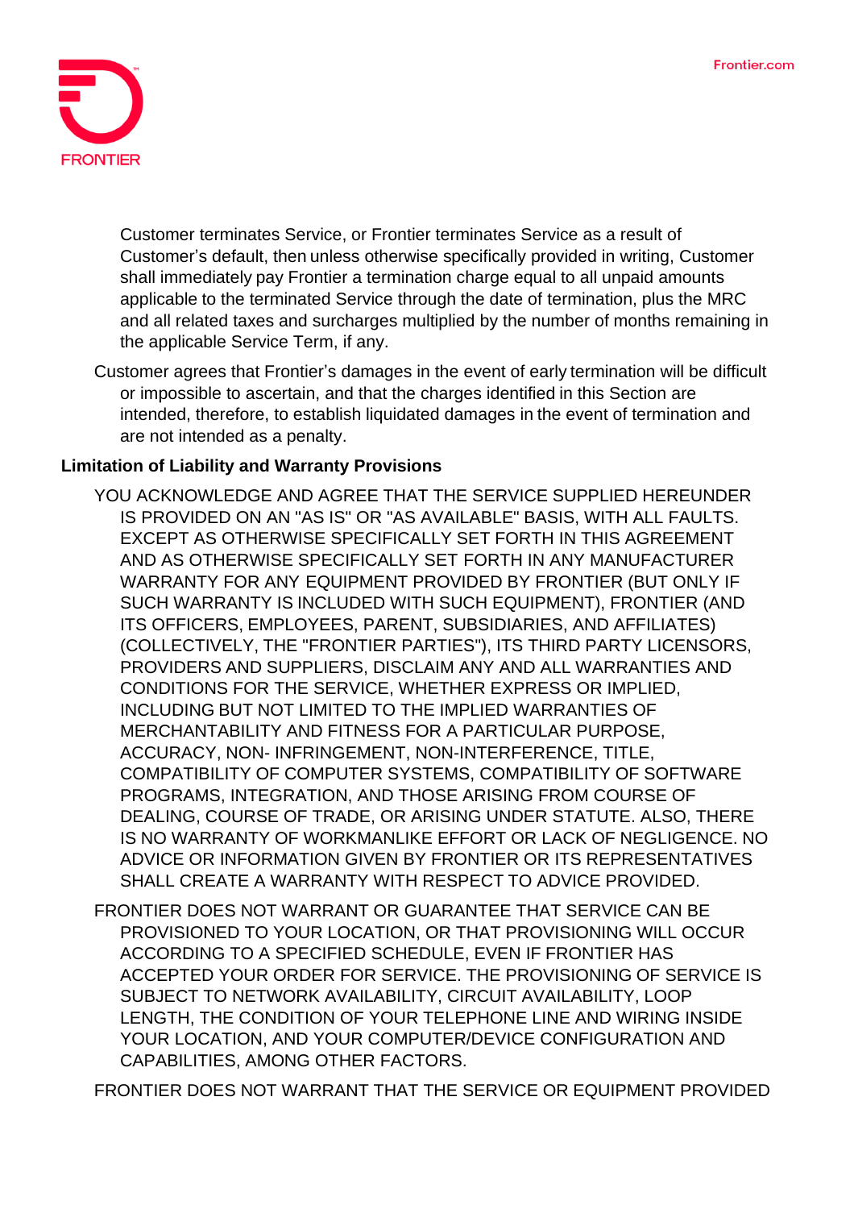Customer terminates Service, or Frontier terminates Service as a result of Customer's default, then unless otherwise specifically provided in writing, Customer shall immediately pay Frontier a termination charge equal to all unpaid amounts applicable to the terminated Service through the date of termination, plus the MRC and all related taxes and surcharges multiplied by the number of months remaining in the applicable Service Term, if any.

Customer agrees that Frontier's damages in the event of early termination will be difficult or impossible to ascertain, and that the charges identified in this Section are intended, therefore, to establish liquidated damages in the event of termination and are not intended as a penalty.

**Limitation of Liability and Warranty Provisions**

YOU ACKNOWLEDGE AND AGREE THAT THE SERVICE SUPPLIED HEREUNDER IS PROVIDED ON AN "AS IS" OR "AS AVAILABLE" BASIS, WITH ALL FAULTS. EXCEPT AS OTHERWISE SPECIFICALLY SET FORTH IN THIS AGREEMENT AND AS OTHERWISE SPECIFICALLY SET FORTH IN ANY MANUFACTURER WARRANTY FOR ANY EQUIPMENT PROVIDED BY FRONTIER (BUT ONLY IF SUCH WARRANTY IS INCLUDED WITH SUCH EQUIPMENT), FRONTIER (AND ITS OFFICERS, EMPLOYEES, PARENT, SUBSIDIARIES, AND AFFILIATES) (COLLECTIVELY, THE "FRONTIER PARTIES"), ITS THIRD PARTY LICENSORS, PROVIDERS AND SUPPLIERS, DISCLAIM ANY AND ALL WARRANTIES AND CONDITIONS FOR THE SERVICE, WHETHER EXPRESS OR IMPLIED, INCLUDING BUT NOT LIMITED TO THE IMPLIED WARRANTIES OF MERCHANTABILITY AND FITNESS FOR A PARTICULAR PURPOSE, ACCURACY, NON- INFRINGEMENT, NON-INTERFERENCE, TITLE, COMPATIBILITY OF COMPUTER SYSTEMS, COMPATIBILITY OF SOFTWARE PROGRAMS, INTEGRATION, AND THOSE ARISING FROM COURSE OF DEALING, COURSE OF TRADE, OR ARISING UNDER STATUTE. ALSO, THERE IS NO WARRANTY OF WORKMANLIKE EFFORT OR LACK OF NEGLIGENCE. NO ADVICE OR INFORMATION GIVEN BY FRONTIER OR ITS REPRESENTATIVES SHALL CREATE A WARRANTY WITH RESPECT TO ADVICE PROVIDED.

FRONTIER DOES NOT WARRANT OR GUARANTEE THAT SERVICE CAN BE PROVISIONED TO YOUR LOCATION, OR THAT PROVISIONING WILL OCCUR ACCORDING TO A SPECIFIED SCHEDULE, EVEN IF FRONTIER HAS ACCEPTED YOUR ORDER FOR SERVICE. THE PROVISIONING OF SERVICE IS SUBJECT TO NETWORK AVAILABILITY, CIRCUIT AVAILABILITY, LOOP LENGTH, THE CONDITION OF YOUR TELEPHONE LINE AND WIRING INSIDE YOUR LOCATION, AND YOUR COMPUTER/DEVICE CONFIGURATION AND CAPABILITIES, AMONG OTHER FACTORS.

FRONTIER DOES NOT WARRANT THAT THE SERVICE OR EQUIPMENT PROVIDED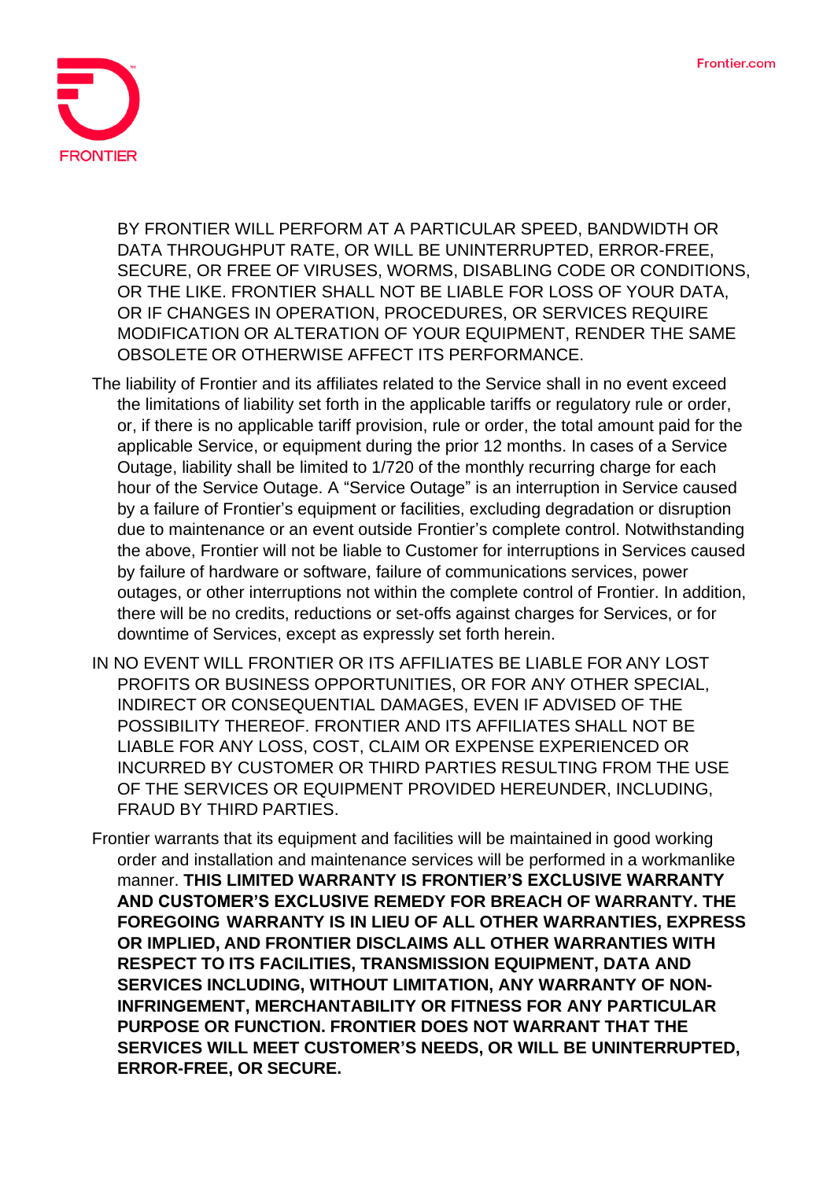BY FRONTIER WILL PERFORM AT A PARTICULAR SPEED, BANDWIDTH OR DATA THROUGHPUT RATE, OR WILL BE UNINTERRUPTED, ERROR-FREE, SECURE, OR FREE OF VIRUSES, WORMS, DISABLING CODE OR CONDITIONS, OR THE LIKE. FRONTIER SHALL NOT BE LIABLE FOR LOSS OF YOUR DATA, OR IF CHANGES IN OPERATION, PROCEDURES, OR SERVICES REQUIRE MODIFICATION OR ALTERATION OF YOUR EQUIPMENT, RENDER THE SAME OBSOLETE OR OTHERWISE AFFECT ITS PERFORMANCE.

The liability of Frontier and its affiliates related to the Service shall in no event exceed the limitations of liability set forth in the applicable tariffs or regulatory rule or order, or, if there is no applicable tariff provision, rule or order, the total amount paid for the applicable Service, or equipment during the prior 12 months. In cases of a Service Outage, liability shall be limited to 1/720 of the monthly recurring charge for each hour of the Service Outage. A “Service Outage” is an interruption in Service caused by a failure of Frontier’s equipment or facilities, excluding degradation or disruption due to maintenance or an event outside Frontier’s complete control. Notwithstanding the above, Frontier will not be liable to Customer for interruptions in Services caused by failure of hardware or software, failure of communications services, power outages, or other interruptions not within the complete control of Frontier. In addition, there will be no credits, reductions or set-offs against charges for Services, or for downtime of Services, except as expressly set forth herein.

IN NO EVENT WILL FRONTIER OR ITS AFFILIATES BE LIABLE FOR ANY LOST PROFITS OR BUSINESS OPPORTUNITIES, OR FOR ANY OTHER SPECIAL, INDIRECT OR CONSEQUENTIAL DAMAGES, EVEN IF ADVISED OF THE POSSIBILITY THEREOF. FRONTIER AND ITS AFFILIATES SHALL NOT BE LIABLE FOR ANY LOSS, COST, CLAIM OR EXPENSE EXPERIENCED OR INCURRED BY CUSTOMER OR THIRD PARTIES RESULTING FROM THE USE OF THE SERVICES OR EQUIPMENT PROVIDED HEREUNDER, INCLUDING, FRAUD BY THIRD PARTIES.

Frontier warrants that its equipment and facilities will be maintained in good working order and installation and maintenance services will be performed in a workmanlike manner. **THIS LIMITED WARRANTY IS FRONTIER’S EXCLUSIVE WARRANTY AND CUSTOMER’S EXCLUSIVE REMEDY FOR BREACH OF WARRANTY. THE FOREGOING WARRANTY IS IN LIEU OF ALL OTHER WARRANTIES, EXPRESS OR IMPLIED, AND FRONTIER DISCLAIMS ALL OTHER WARRANTIES WITH RESPECT TO ITS FACILITIES, TRANSMISSION EQUIPMENT, DATA AND SERVICES INCLUDING, WITHOUT LIMITATION, ANY WARRANTY OF NON-INFRINGEMENT, MERCHANTABILITY OR FITNESS FOR ANY PARTICULAR PURPOSE OR FUNCTION. FRONTIER DOES NOT WARRANT THAT THE SERVICES WILL MEET CUSTOMER’S NEEDS, OR WILL BE UNINTERRUPTED, ERROR-FREE, OR SECURE.**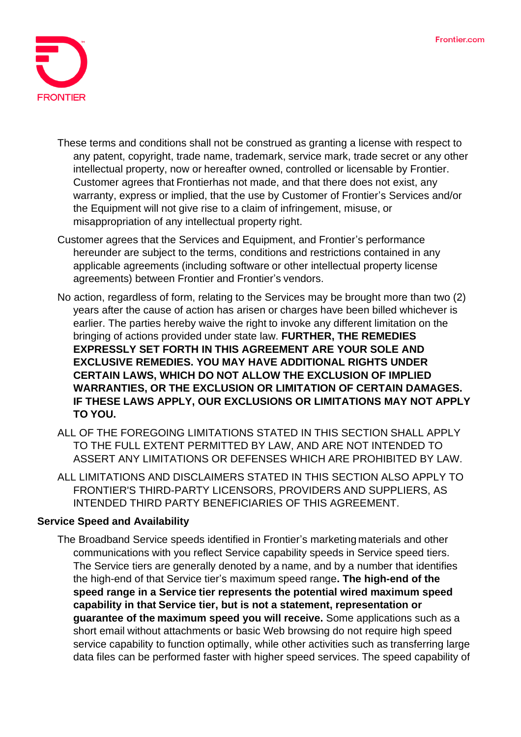These terms and conditions shall not be construed as granting a license with respect to any patent, copyright, trade name, trademark, service mark, trade secret or any other intellectual property, now or hereafter owned, controlled or licensable by Frontier. Customer agrees that Frontierhas not made, and that there does not exist, any warranty, express or implied, that the use by Customer of Frontier's Services and/or the Equipment will not give rise to a claim of infringement, misuse, or misappropriation of any intellectual property right.

Customer agrees that the Services and Equipment, and Frontier's performance hereunder are subject to the terms, conditions and restrictions contained in any applicable agreements (including software or other intellectual property license agreements) between Frontier and Frontier's vendors.

No action, regardless of form, relating to the Services may be brought more than two (2) years after the cause of action has arisen or charges have been billed whichever is earlier. The parties hereby waive the right to invoke any different limitation on the bringing of actions provided under state law. **FURTHER, THE REMEDIES EXPRESSLY SET FORTH IN THIS AGREEMENT ARE YOUR SOLE AND EXCLUSIVE REMEDIES. YOU MAY HAVE ADDITIONAL RIGHTS UNDER CERTAIN LAWS, WHICH DO NOT ALLOW THE EXCLUSION OF IMPLIED WARRANTIES, OR THE EXCLUSION OR LIMITATION OF CERTAIN DAMAGES. IF THESE LAWS APPLY, OUR EXCLUSIONS OR LIMITATIONS MAY NOT APPLY TO YOU.**

ALL OF THE FOREGOING LIMITATIONS STATED IN THIS SECTION SHALL APPLY TO THE FULL EXTENT PERMITTED BY LAW, AND ARE NOT INTENDED TO ASSERT ANY LIMITATIONS OR DEFENSES WHICH ARE PROHIBITED BY LAW.

ALL LIMITATIONS AND DISCLAIMERS STATED IN THIS SECTION ALSO APPLY TO FRONTIER'S THIRD-PARTY LICENSORS, PROVIDERS AND SUPPLIERS, AS INTENDED THIRD PARTY BENEFICIARIES OF THIS AGREEMENT.

**Service Speed and Availability**

The Broadband Service speeds identified in Frontier's marketing materials and other communications with you reflect Service capability speeds in Service speed tiers. The Service tiers are generally denoted by a name, and by a number that identifies the high-end of that Service tier's maximum speed range**. The high-end of the speed range in a Service tier represents the potential wired maximum speed capability in that Service tier, but is not a statement, representation or guarantee of the maximum speed you will receive.** Some applications such as a short email without attachments or basic Web browsing do not require high speed service capability to function optimally, while other activities such as transferring large data files can be performed faster with higher speed services. The speed capability of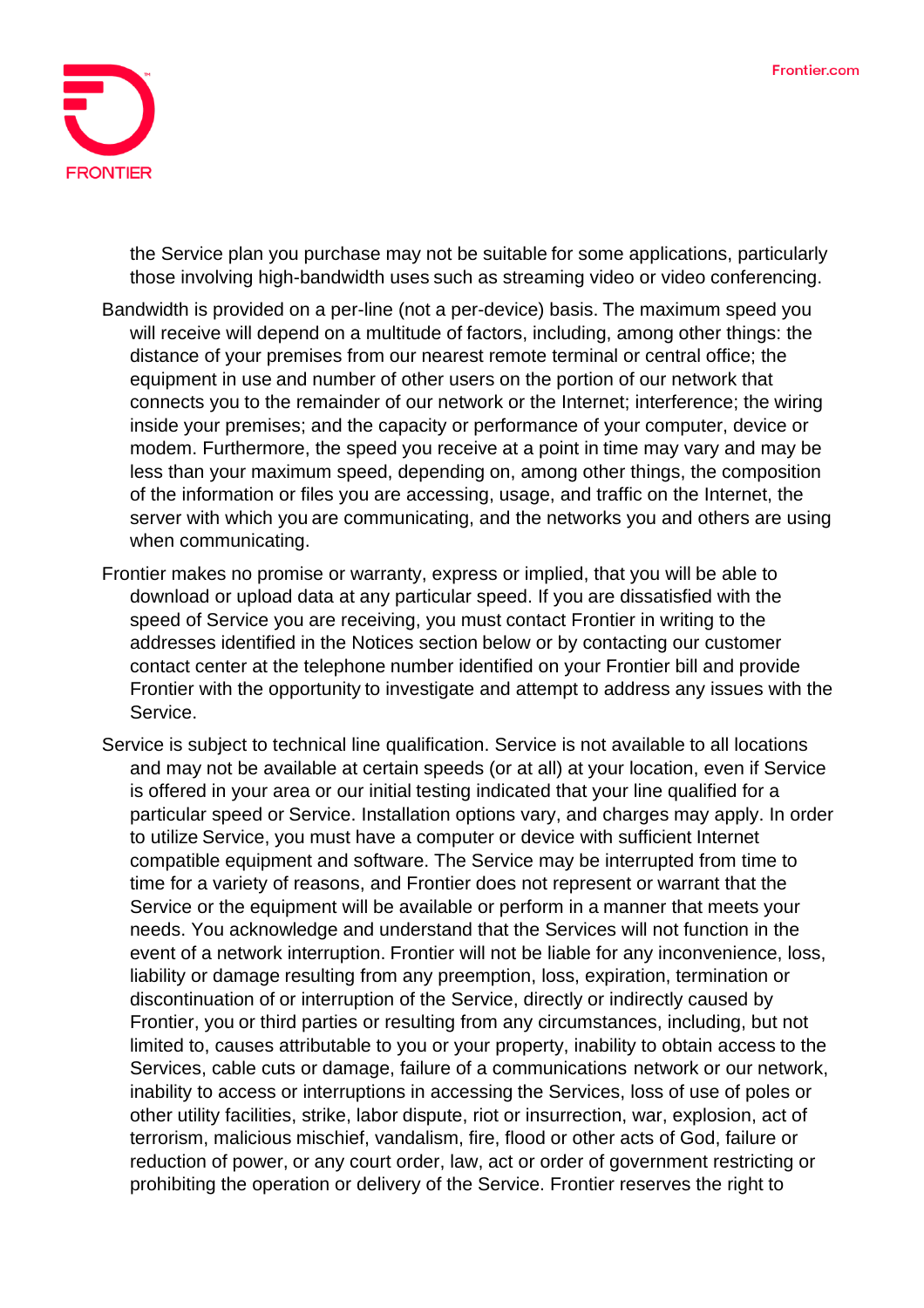the Service plan you purchase may not be suitable for some applications, particularly those involving high-bandwidth uses such as streaming video or video conferencing.

Bandwidth is provided on a per-line (not a per-device) basis. The maximum speed you will receive will depend on a multitude of factors, including, among other things: the distance of your premises from our nearest remote terminal or central office; the equipment in use and number of other users on the portion of our network that connects you to the remainder of our network or the Internet; interference; the wiring inside your premises; and the capacity or performance of your computer, device or modem. Furthermore, the speed you receive at a point in time may vary and may be less than your maximum speed, depending on, among other things, the composition of the information or files you are accessing, usage, and traffic on the Internet, the server with which you are communicating, and the networks you and others are using when communicating.

Frontier makes no promise or warranty, express or implied, that you will be able to download or upload data at any particular speed. If you are dissatisfied with the speed of Service you are receiving, you must contact Frontier in writing to the addresses identified in the Notices section below or by contacting our customer contact center at the telephone number identified on your Frontier bill and provide Frontier with the opportunity to investigate and attempt to address any issues with the Service.

Service is subject to technical line qualification. Service is not available to all locations and may not be available at certain speeds (or at all) at your location, even if Service is offered in your area or our initial testing indicated that your line qualified for a particular speed or Service. Installation options vary, and charges may apply. In order to utilize Service, you must have a computer or device with sufficient Internet compatible equipment and software. The Service may be interrupted from time to time for a variety of reasons, and Frontier does not represent or warrant that the Service or the equipment will be available or perform in a manner that meets your needs. You acknowledge and understand that the Services will not function in the event of a network interruption. Frontier will not be liable for any inconvenience, loss, liability or damage resulting from any preemption, loss, expiration, termination or discontinuation of or interruption of the Service, directly or indirectly caused by Frontier, you or third parties or resulting from any circumstances, including, but not limited to, causes attributable to you or your property, inability to obtain access to the Services, cable cuts or damage, failure of a communications network or our network, inability to access or interruptions in accessing the Services, loss of use of poles or other utility facilities, strike, labor dispute, riot or insurrection, war, explosion, act of terrorism, malicious mischief, vandalism, fire, flood or other acts of God, failure or reduction of power, or any court order, law, act or order of government restricting or prohibiting the operation or delivery of the Service. Frontier reserves the right to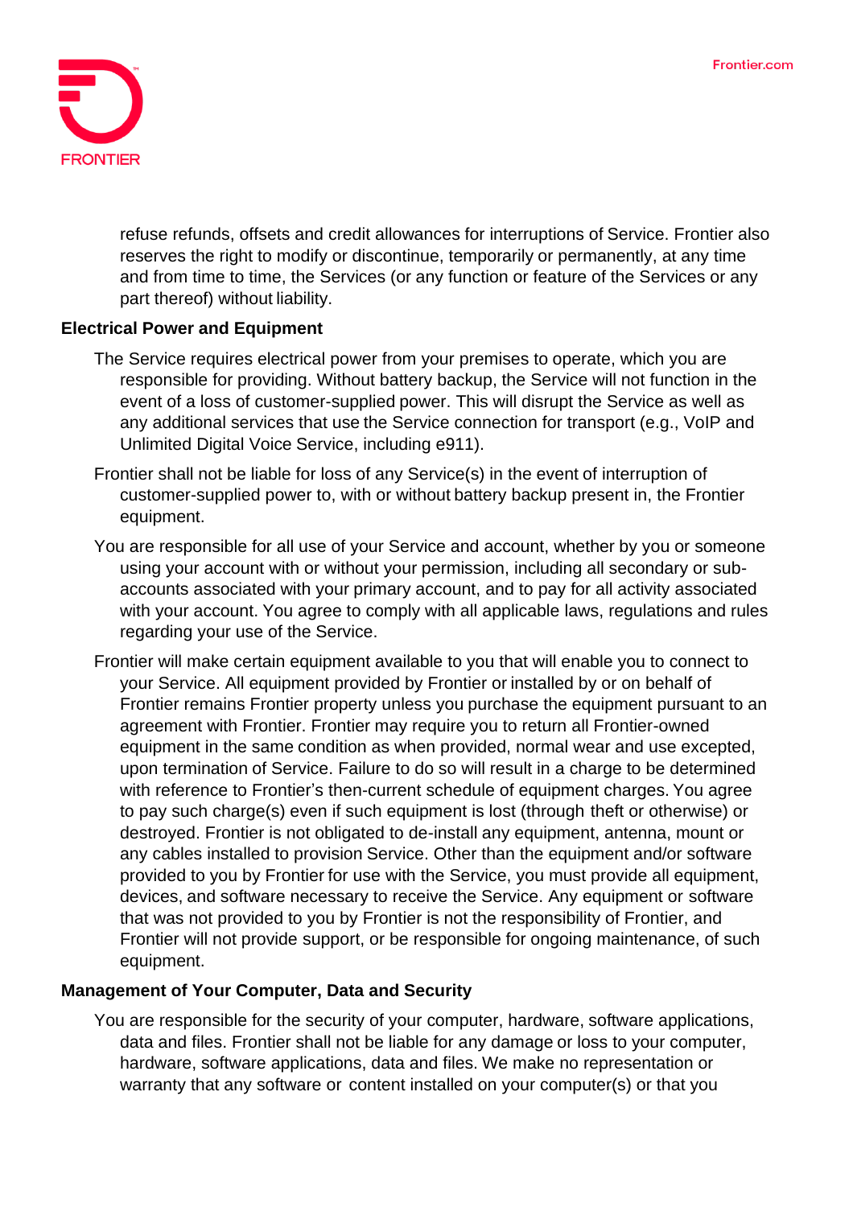refuse refunds, offsets and credit allowances for interruptions of Service. Frontier also reserves the right to modify or discontinue, temporarily or permanently, at any time and from time to time, the Services (or any function or feature of the Services or any part thereof) without liability.

**Electrical Power and Equipment**

The Service requires electrical power from your premises to operate, which you are responsible for providing. Without battery backup, the Service will not function in the event of a loss of customer-supplied power. This will disrupt the Service as well as any additional services that use the Service connection for transport (e.g., VoIP and Unlimited Digital Voice Service, including e911).

Frontier shall not be liable for loss of any Service(s) in the event of interruption of customer-supplied power to, with or without battery backup present in, the Frontier equipment.

You are responsible for all use of your Service and account, whether by you or someone using your account with or without your permission, including all secondary or sub-accounts associated with your primary account, and to pay for all activity associated with your account. You agree to comply with all applicable laws, regulations and rules regarding your use of the Service.

Frontier will make certain equipment available to you that will enable you to connect to your Service. All equipment provided by Frontier or installed by or on behalf of Frontier remains Frontier property unless you purchase the equipment pursuant to an agreement with Frontier. Frontier may require you to return all Frontier-owned equipment in the same condition as when provided, normal wear and use excepted, upon termination of Service. Failure to do so will result in a charge to be determined with reference to Frontier's then-current schedule of equipment charges. You agree to pay such charge(s) even if such equipment is lost (through theft or otherwise) or destroyed. Frontier is not obligated to de-install any equipment, antenna, mount or any cables installed to provision Service. Other than the equipment and/or software provided to you by Frontier for use with the Service, you must provide all equipment, devices, and software necessary to receive the Service. Any equipment or software that was not provided to you by Frontier is not the responsibility of Frontier, and Frontier will not provide support, or be responsible for ongoing maintenance, of such equipment.

**Management of Your Computer, Data and Security**

You are responsible for the security of your computer, hardware, software applications, data and files. Frontier shall not be liable for any damage or loss to your computer, hardware, software applications, data and files. We make no representation or warranty that any software or content installed on your computer(s) or that you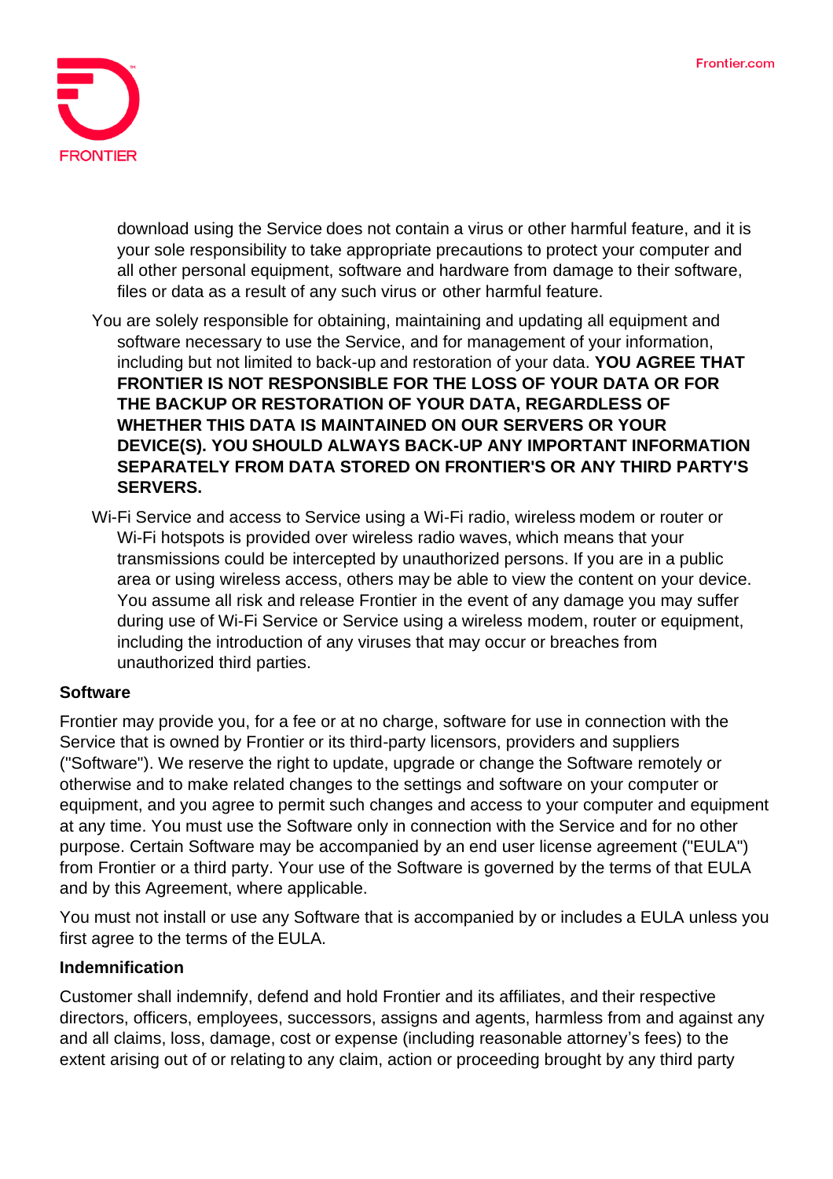download using the Service does not contain a virus or other harmful feature, and it is your sole responsibility to take appropriate precautions to protect your computer and all other personal equipment, software and hardware from damage to their software, files or data as a result of any such virus or other harmful feature.

You are solely responsible for obtaining, maintaining and updating all equipment and software necessary to use the Service, and for management of your information, including but not limited to back-up and restoration of your data. **YOU AGREE THAT FRONTIER IS NOT RESPONSIBLE FOR THE LOSS OF YOUR DATA OR FOR THE BACKUP OR RESTORATION OF YOUR DATA, REGARDLESS OF WHETHER THIS DATA IS MAINTAINED ON OUR SERVERS OR YOUR DEVICE(S). YOU SHOULD ALWAYS BACK-UP ANY IMPORTANT INFORMATION SEPARATELY FROM DATA STORED ON FRONTIER'S OR ANY THIRD PARTY'S SERVERS.**

Wi-Fi Service and access to Service using a Wi-Fi radio, wireless modem or router or Wi-Fi hotspots is provided over wireless radio waves, which means that your transmissions could be intercepted by unauthorized persons. If you are in a public area or using wireless access, others may be able to view the content on your device. You assume all risk and release Frontier in the event of any damage you may suffer during use of Wi-Fi Service or Service using a wireless modem, router or equipment, including the introduction of any viruses that may occur or breaches from unauthorized third parties.

**Software**

Frontier may provide you, for a fee or at no charge, software for use in connection with the Service that is owned by Frontier or its third-party licensors, providers and suppliers ("Software"). We reserve the right to update, upgrade or change the Software remotely or otherwise and to make related changes to the settings and software on your computer or equipment, and you agree to permit such changes and access to your computer and equipment at any time. You must use the Software only in connection with the Service and for no other purpose. Certain Software may be accompanied by an end user license agreement ("EULA") from Frontier or a third party. Your use of the Software is governed by the terms of that EULA and by this Agreement, where applicable.

You must not install or use any Software that is accompanied by or includes a EULA unless you first agree to the terms of the EULA.

**Indemnification**

Customer shall indemnify, defend and hold Frontier and its affiliates, and their respective directors, officers, employees, successors, assigns and agents, harmless from and against any and all claims, loss, damage, cost or expense (including reasonable attorney's fees) to the extent arising out of or relating to any claim, action or proceeding brought by any third party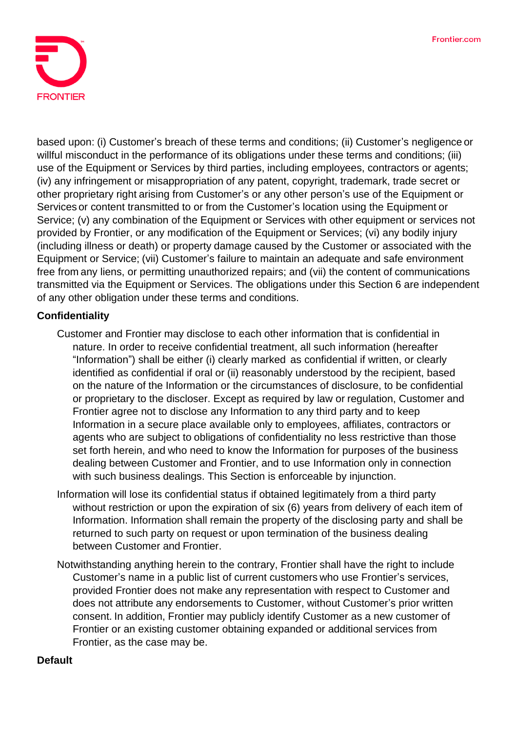based upon: (i) Customer's breach of these terms and conditions; (ii) Customer's negligence or willful misconduct in the performance of its obligations under these terms and conditions; (iii) use of the Equipment or Services by third parties, including employees, contractors or agents; (iv) any infringement or misappropriation of any patent, copyright, trademark, trade secret or other proprietary right arising from Customer's or any other person's use of the Equipment or Services or content transmitted to or from the Customer's location using the Equipment or Service; (v) any combination of the Equipment or Services with other equipment or services not provided by Frontier, or any modification of the Equipment or Services; (vi) any bodily injury (including illness or death) or property damage caused by the Customer or associated with the Equipment or Service; (vii) Customer's failure to maintain an adequate and safe environment free from any liens, or permitting unauthorized repairs; and (vii) the content of communications transmitted via the Equipment or Services. The obligations under this Section 6 are independent of any other obligation under these terms and conditions.

**Confidentiality**

Customer and Frontier may disclose to each other information that is confidential in nature. In order to receive confidential treatment, all such information (hereafter "Information") shall be either (i) clearly marked as confidential if written, or clearly identified as confidential if oral or (ii) reasonably understood by the recipient, based on the nature of the Information or the circumstances of disclosure, to be confidential or proprietary to the discloser. Except as required by law or regulation, Customer and Frontier agree not to disclose any Information to any third party and to keep Information in a secure place available only to employees, affiliates, contractors or agents who are subject to obligations of confidentiality no less restrictive than those set forth herein, and who need to know the Information for purposes of the business dealing between Customer and Frontier, and to use Information only in connection with such business dealings. This Section is enforceable by injunction.

Information will lose its confidential status if obtained legitimately from a third party without restriction or upon the expiration of six (6) years from delivery of each item of Information. Information shall remain the property of the disclosing party and shall be returned to such party on request or upon termination of the business dealing between Customer and Frontier.

Notwithstanding anything herein to the contrary, Frontier shall have the right to include Customer's name in a public list of current customers who use Frontier's services, provided Frontier does not make any representation with respect to Customer and does not attribute any endorsements to Customer, without Customer's prior written consent. In addition, Frontier may publicly identify Customer as a new customer of Frontier or an existing customer obtaining expanded or additional services from Frontier, as the case may be.

**Default**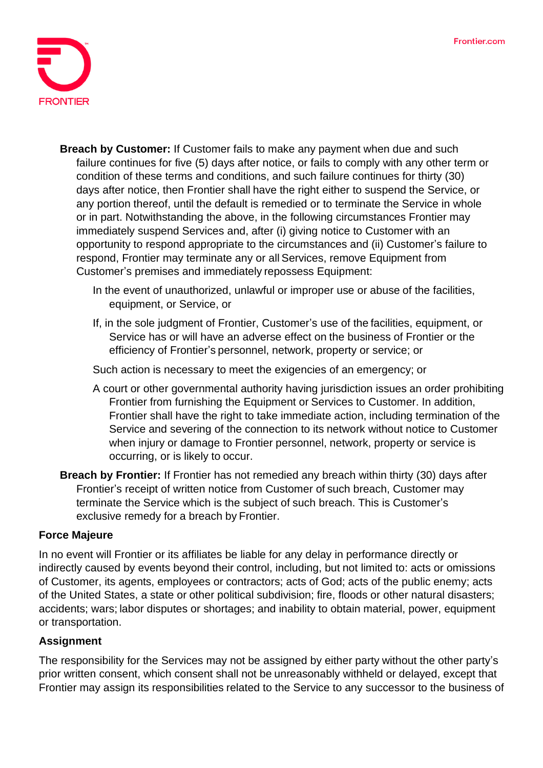**Breach by Customer:** If Customer fails to make any payment when due and such failure continues for five (5) days after notice, or fails to comply with any other term or condition of these terms and conditions, and such failure continues for thirty (30) days after notice, then Frontier shall have the right either to suspend the Service, or any portion thereof, until the default is remedied or to terminate the Service in whole or in part. Notwithstanding the above, in the following circumstances Frontier may immediately suspend Services and, after (i) giving notice to Customer with an opportunity to respond appropriate to the circumstances and (ii) Customer's failure to respond, Frontier may terminate any or all Services, remove Equipment from Customer's premises and immediately repossess Equipment:

- In the event of unauthorized, unlawful or improper use or abuse of the facilities, equipment, or Service, or
- If, in the sole judgment of Frontier, Customer's use of the facilities, equipment, or Service has or will have an adverse effect on the business of Frontier or the efficiency of Frontier's personnel, network, property or service; or
- Such action is necessary to meet the exigencies of an emergency; or
- A court or other governmental authority having jurisdiction issues an order prohibiting Frontier from furnishing the Equipment or Services to Customer. In addition, Frontier shall have the right to take immediate action, including termination of the Service and severing of the connection to its network without notice to Customer when injury or damage to Frontier personnel, network, property or service is occurring, or is likely to occur.

**Breach by Frontier:** If Frontier has not remedied any breach within thirty (30) days after Frontier's receipt of written notice from Customer of such breach, Customer may terminate the Service which is the subject of such breach. This is Customer's exclusive remedy for a breach by Frontier.

**Force Majeure**

In no event will Frontier or its affiliates be liable for any delay in performance directly or indirectly caused by events beyond their control, including, but not limited to: acts or omissions of Customer, its agents, employees or contractors; acts of God; acts of the public enemy; acts of the United States, a state or other political subdivision; fire, floods or other natural disasters; accidents; wars; labor disputes or shortages; and inability to obtain material, power, equipment or transportation.

**Assignment**

The responsibility for the Services may not be assigned by either party without the other party's prior written consent, which consent shall not be unreasonably withheld or delayed, except that Frontier may assign its responsibilities related to the Service to any successor to the business of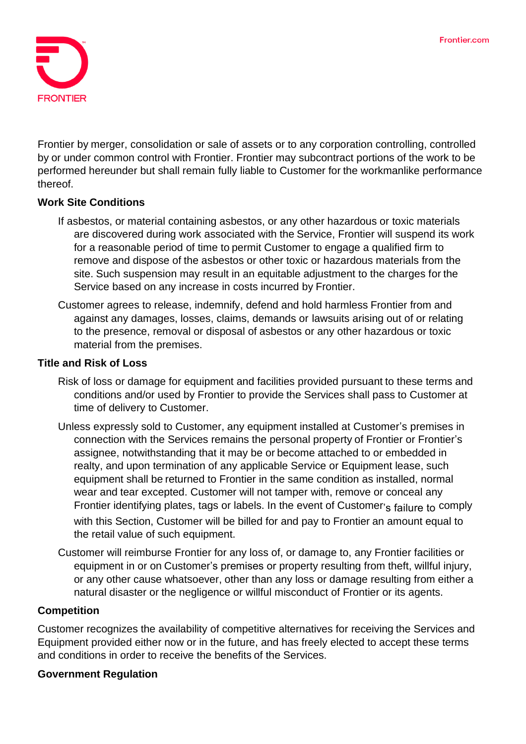Frontier by merger, consolidation or sale of assets or to any corporation controlling, controlled by or under common control with Frontier. Frontier may subcontract portions of the work to be performed hereunder but shall remain fully liable to Customer for the workmanlike performance thereof.

**Work Site Conditions**

If asbestos, or material containing asbestos, or any other hazardous or toxic materials are discovered during work associated with the Service, Frontier will suspend its work for a reasonable period of time to permit Customer to engage a qualified firm to remove and dispose of the asbestos or other toxic or hazardous materials from the site. Such suspension may result in an equitable adjustment to the charges for the Service based on any increase in costs incurred by Frontier.

Customer agrees to release, indemnify, defend and hold harmless Frontier from and against any damages, losses, claims, demands or lawsuits arising out of or relating to the presence, removal or disposal of asbestos or any other hazardous or toxic material from the premises.

**Title and Risk of Loss**

Risk of loss or damage for equipment and facilities provided pursuant to these terms and conditions and/or used by Frontier to provide the Services shall pass to Customer at time of delivery to Customer.

Unless expressly sold to Customer, any equipment installed at Customer's premises in connection with the Services remains the personal property of Frontier or Frontier's assignee, notwithstanding that it may be or become attached to or embedded in realty, and upon termination of any applicable Service or Equipment lease, such equipment shall be returned to Frontier in the same condition as installed, normal wear and tear excepted. Customer will not tamper with, remove or conceal any Frontier identifying plates, tags or labels. In the event of Customer's failure to comply with this Section, Customer will be billed for and pay to Frontier an amount equal to the retail value of such equipment.

Customer will reimburse Frontier for any loss of, or damage to, any Frontier facilities or equipment in or on Customer's premises or property resulting from theft, willful injury, or any other cause whatsoever, other than any loss or damage resulting from either a natural disaster or the negligence or willful misconduct of Frontier or its agents.

**Competition**

Customer recognizes the availability of competitive alternatives for receiving the Services and Equipment provided either now or in the future, and has freely elected to accept these terms and conditions in order to receive the benefits of the Services.

**Government Regulation**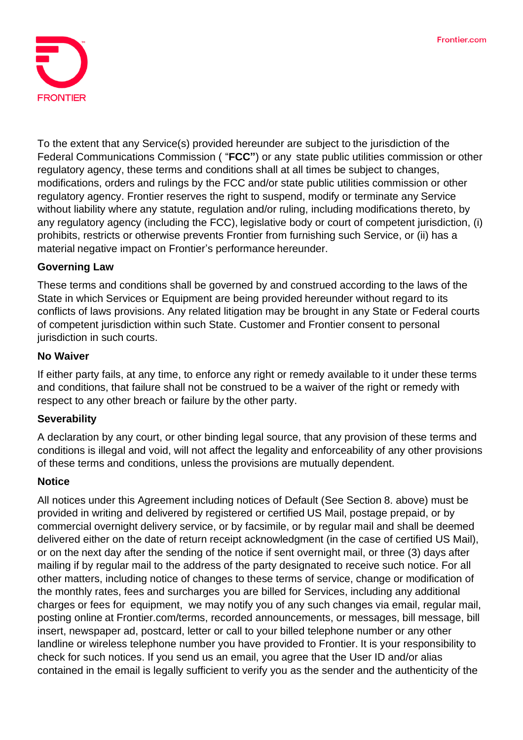To the extent that any Service(s) provided hereunder are subject to the jurisdiction of the Federal Communications Commission ( "**FCC"**) or any state public utilities commission or other regulatory agency, these terms and conditions shall at all times be subject to changes, modifications, orders and rulings by the FCC and/or state public utilities commission or other regulatory agency. Frontier reserves the right to suspend, modify or terminate any Service without liability where any statute, regulation and/or ruling, including modifications thereto, by any regulatory agency (including the FCC), legislative body or court of competent jurisdiction, (i) prohibits, restricts or otherwise prevents Frontier from furnishing such Service, or (ii) has a material negative impact on Frontier's performance hereunder.

**Governing Law**

These terms and conditions shall be governed by and construed according to the laws of the State in which Services or Equipment are being provided hereunder without regard to its conflicts of laws provisions. Any related litigation may be brought in any State or Federal courts of competent jurisdiction within such State. Customer and Frontier consent to personal jurisdiction in such courts.

**No Waiver**

If either party fails, at any time, to enforce any right or remedy available to it under these terms and conditions, that failure shall not be construed to be a waiver of the right or remedy with respect to any other breach or failure by the other party.

**Severability**

A declaration by any court, or other binding legal source, that any provision of these terms and conditions is illegal and void, will not affect the legality and enforceability of any other provisions of these terms and conditions, unless the provisions are mutually dependent.

**Notice**

All notices under this Agreement including notices of Default (See Section 8. above) must be provided in writing and delivered by registered or certified US Mail, postage prepaid, or by commercial overnight delivery service, or by facsimile, or by regular mail and shall be deemed delivered either on the date of return receipt acknowledgment (in the case of certified US Mail), or on the next day after the sending of the notice if sent overnight mail, or three (3) days after mailing if by regular mail to the address of the party designated to receive such notice. For all other matters, including notice of changes to these terms of service, change or modification of the monthly rates, fees and surcharges you are billed for Services, including any additional charges or fees for equipment, we may notify you of any such changes via email, regular mail, posting online at Frontier.com/terms, recorded announcements, or messages, bill message, bill insert, newspaper ad, postcard, letter or call to your billed telephone number or any other landline or wireless telephone number you have provided to Frontier. It is your responsibility to check for such notices. If you send us an email, you agree that the User ID and/or alias contained in the email is legally sufficient to verify you as the sender and the authenticity of the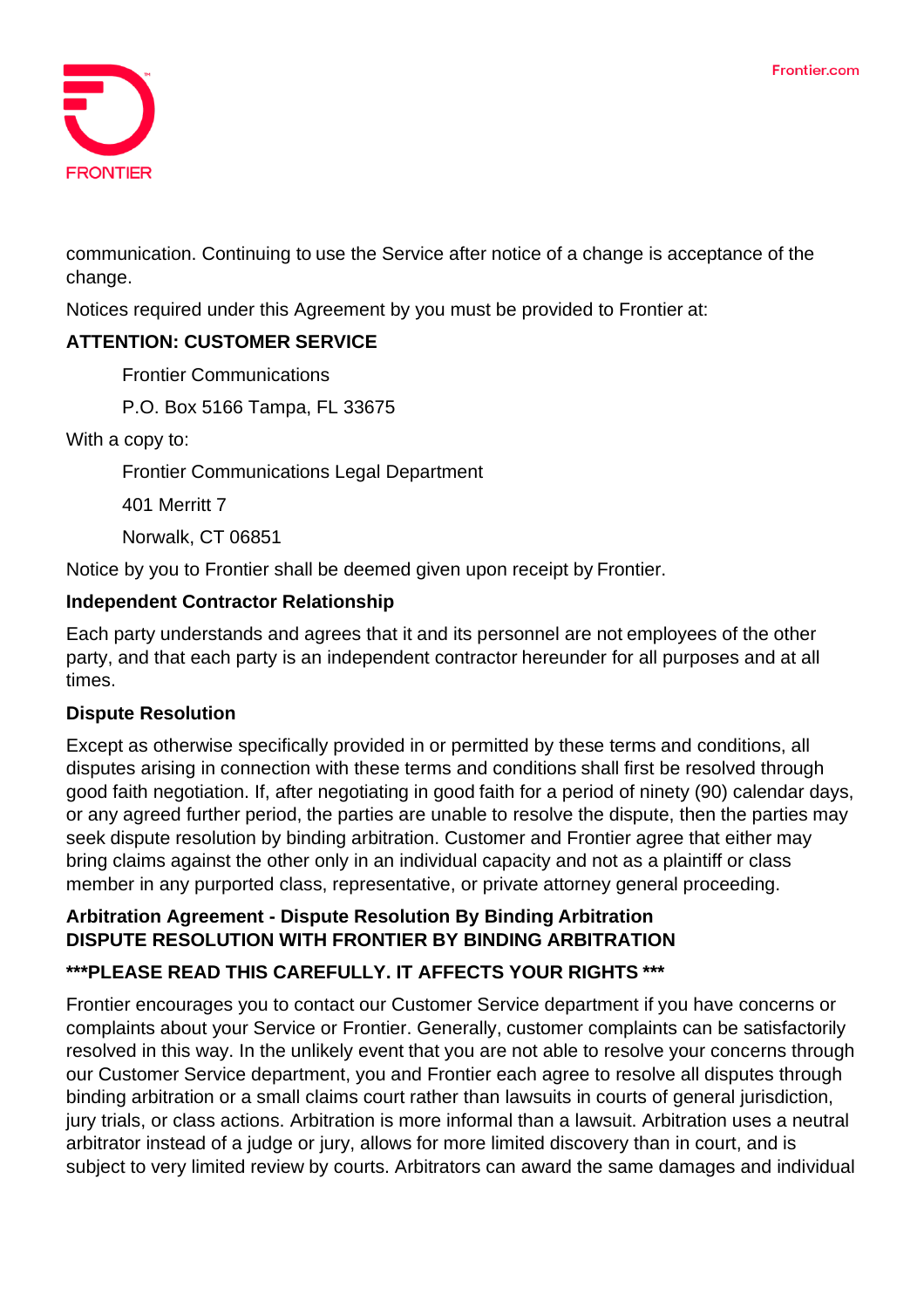communication. Continuing to use the Service after notice of a change is acceptance of the change.

Notices required under this Agreement by you must be provided to Frontier at:

**ATTENTION: CUSTOMER SERVICE**

Frontier Communications

P.O. Box 5166 Tampa, FL 33675

With a copy to:

Frontier Communications Legal Department

401 Merritt 7

Norwalk, CT 06851

Notice by you to Frontier shall be deemed given upon receipt by Frontier.

**Independent Contractor Relationship**

Each party understands and agrees that it and its personnel are not employees of the other party, and that each party is an independent contractor hereunder for all purposes and at all times.

**Dispute Resolution**

Except as otherwise specifically provided in or permitted by these terms and conditions, all disputes arising in connection with these terms and conditions shall first be resolved through good faith negotiation. If, after negotiating in good faith for a period of ninety (90) calendar days, or any agreed further period, the parties are unable to resolve the dispute, then the parties may seek dispute resolution by binding arbitration. Customer and Frontier agree that either may bring claims against the other only in an individual capacity and not as a plaintiff or class member in any purported class, representative, or private attorney general proceeding.

**Arbitration Agreement - Dispute Resolution By Binding Arbitration**
**DISPUTE RESOLUTION WITH FRONTIER BY BINDING ARBITRATION**

**\*\*\*PLEASE READ THIS CAREFULLY. IT AFFECTS YOUR RIGHTS \*\*\***

Frontier encourages you to contact our Customer Service department if you have concerns or complaints about your Service or Frontier. Generally, customer complaints can be satisfactorily resolved in this way. In the unlikely event that you are not able to resolve your concerns through our Customer Service department, you and Frontier each agree to resolve all disputes through binding arbitration or a small claims court rather than lawsuits in courts of general jurisdiction, jury trials, or class actions. Arbitration is more informal than a lawsuit. Arbitration uses a neutral arbitrator instead of a judge or jury, allows for more limited discovery than in court, and is subject to very limited review by courts. Arbitrators can award the same damages and individual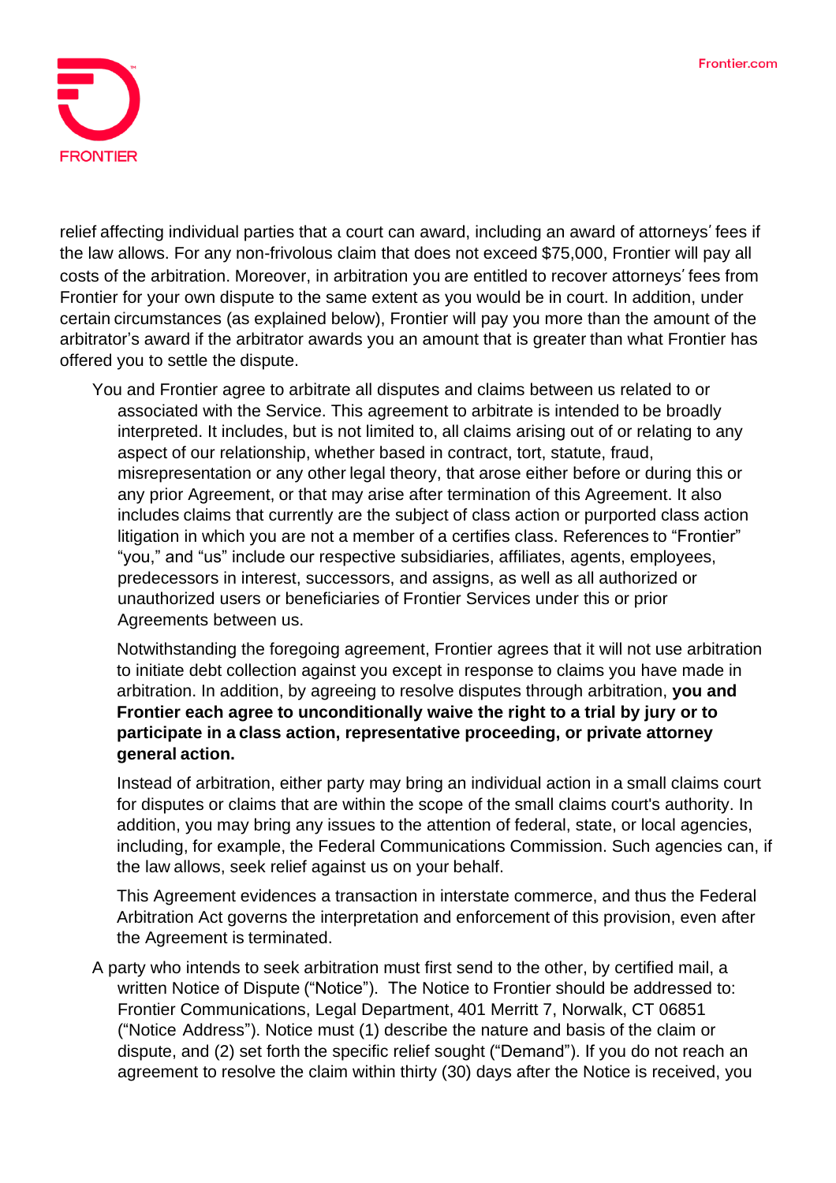relief affecting individual parties that a court can award, including an award of attorneys' fees if the law allows. For any non-frivolous claim that does not exceed $75,000, Frontier will pay all costs of the arbitration. Moreover, in arbitration you are entitled to recover attorneys' fees from Frontier for your own dispute to the same extent as you would be in court. In addition, under certain circumstances (as explained below), Frontier will pay you more than the amount of the arbitrator's award if the arbitrator awards you an amount that is greater than what Frontier has offered you to settle the dispute.

You and Frontier agree to arbitrate all disputes and claims between us related to or associated with the Service. This agreement to arbitrate is intended to be broadly interpreted. It includes, but is not limited to, all claims arising out of or relating to any aspect of our relationship, whether based in contract, tort, statute, fraud, misrepresentation or any other legal theory, that arose either before or during this or any prior Agreement, or that may arise after termination of this Agreement. It also includes claims that currently are the subject of class action or purported class action litigation in which you are not a member of a certifies class. References to "Frontier" "you," and "us" include our respective subsidiaries, affiliates, agents, employees, predecessors in interest, successors, and assigns, as well as all authorized or unauthorized users or beneficiaries of Frontier Services under this or prior Agreements between us.

Notwithstanding the foregoing agreement, Frontier agrees that it will not use arbitration to initiate debt collection against you except in response to claims you have made in arbitration. In addition, by agreeing to resolve disputes through arbitration, **you and Frontier each agree to unconditionally waive the right to a trial by jury or to participate in a class action, representative proceeding, or private attorney general action.**

Instead of arbitration, either party may bring an individual action in a small claims court for disputes or claims that are within the scope of the small claims court's authority. In addition, you may bring any issues to the attention of federal, state, or local agencies, including, for example, the Federal Communications Commission. Such agencies can, if the law allows, seek relief against us on your behalf.

This Agreement evidences a transaction in interstate commerce, and thus the Federal Arbitration Act governs the interpretation and enforcement of this provision, even after the Agreement is terminated.

A party who intends to seek arbitration must first send to the other, by certified mail, a written Notice of Dispute ("Notice"). The Notice to Frontier should be addressed to: Frontier Communications, Legal Department, 401 Merritt 7, Norwalk, CT 06851 ("Notice Address"). Notice must (1) describe the nature and basis of the claim or dispute, and (2) set forth the specific relief sought ("Demand"). If you do not reach an agreement to resolve the claim within thirty (30) days after the Notice is received, you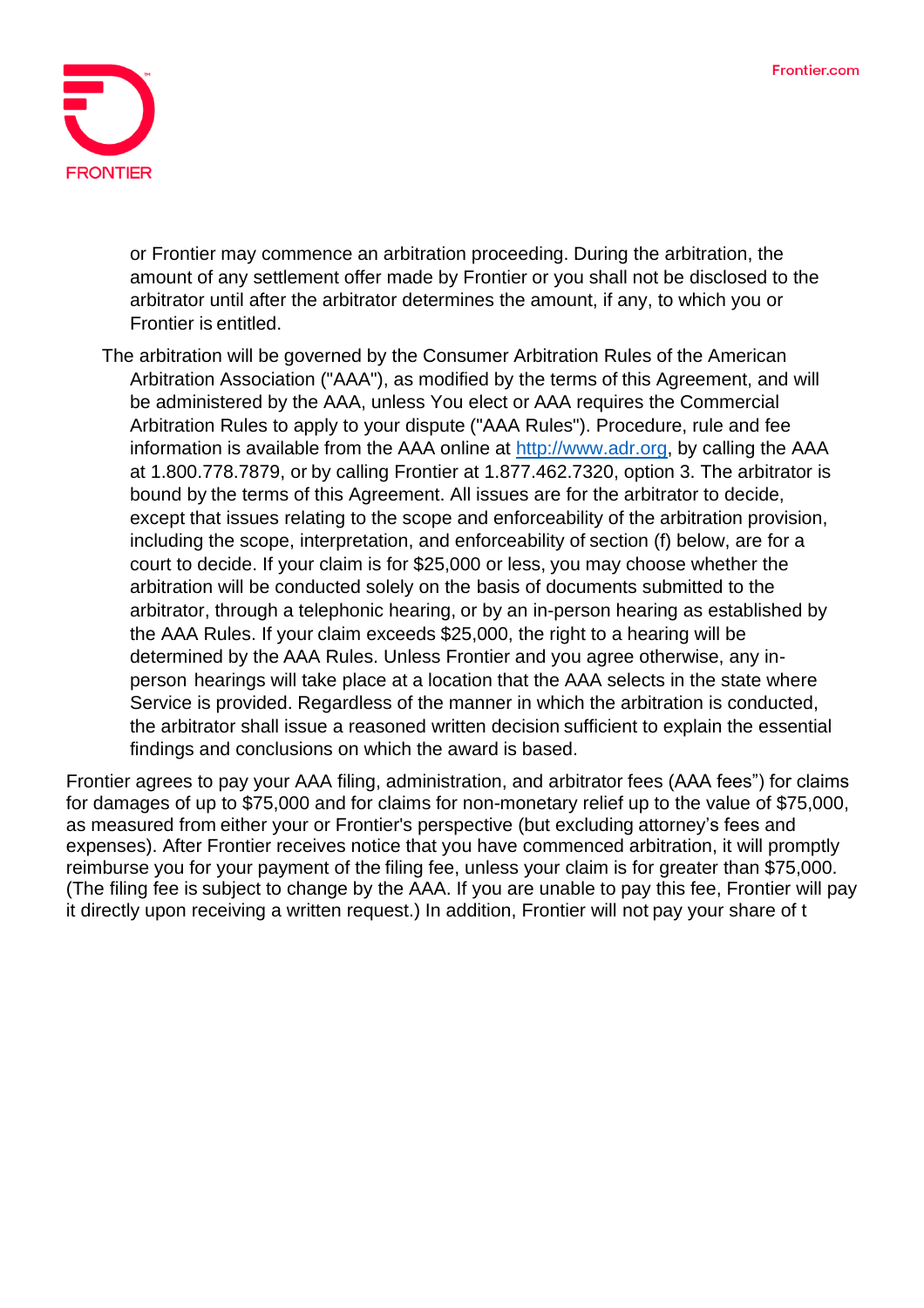or Frontier may commence an arbitration proceeding. During the arbitration, the amount of any settlement offer made by Frontier or you shall not be disclosed to the arbitrator until after the arbitrator determines the amount, if any, to which you or Frontier is entitled.

The arbitration will be governed by the Consumer Arbitration Rules of the American Arbitration Association ("AAA"), as modified by the terms of this Agreement, and will be administered by the AAA, unless You elect or AAA requires the Commercial Arbitration Rules to apply to your dispute ("AAA Rules"). Procedure, rule and fee information is available from the AAA online at [http://www.adr.org](http://www.adr.org), by calling the AAA at 1.800.778.7879, or by calling Frontier at 1.877.462.7320, option 3. The arbitrator is bound by the terms of this Agreement. All issues are for the arbitrator to decide, except that issues relating to the scope and enforceability of the arbitration provision, including the scope, interpretation, and enforceability of section (f) below, are for a court to decide. If your claim is for $25,000 or less, you may choose whether the arbitration will be conducted solely on the basis of documents submitted to the arbitrator, through a telephonic hearing, or by an in-person hearing as established by the AAA Rules. If your claim exceeds $25,000, the right to a hearing will be determined by the AAA Rules. Unless Frontier and you agree otherwise, any in-person hearings will take place at a location that the AAA selects in the state where Service is provided. Regardless of the manner in which the arbitration is conducted, the arbitrator shall issue a reasoned written decision sufficient to explain the essential findings and conclusions on which the award is based.

Frontier agrees to pay your AAA filing, administration, and arbitrator fees (AAA fees") for claims for damages of up to $75,000 and for claims for non-monetary relief up to the value of $75,000, as measured from either your or Frontier's perspective (but excluding attorney's fees and expenses). After Frontier receives notice that you have commenced arbitration, it will promptly reimburse you for your payment of the filing fee, unless your claim is for greater than $75,000. (The filing fee is subject to change by the AAA. If you are unable to pay this fee, Frontier will pay it directly upon receiving a written request.) In addition, Frontier will not pay your share of t